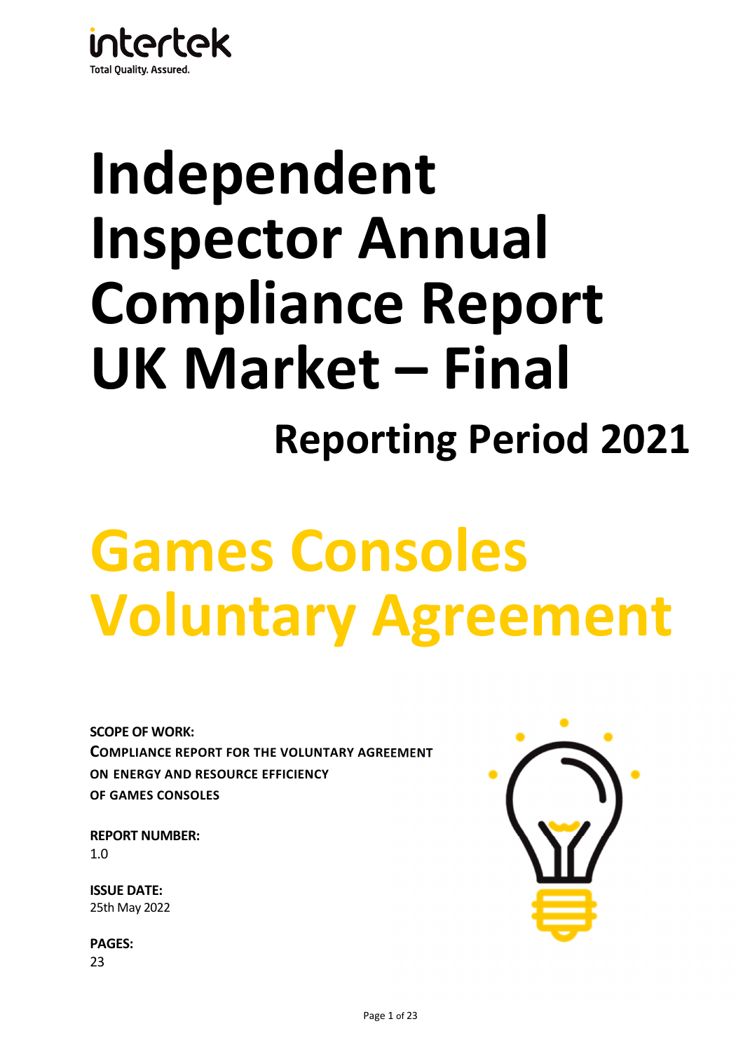intertek

Total Quality. Assured.

# Independent Inspector Annual Compliance Report UK Market – Final

## Reporting Period 2021

# Games Consoles Voluntary Agreement

**SCOPE OF WORK:**
**COMPLIANCE REPORT FOR THE VOLUNTARY AGREEMENT ON ENERGY AND RESOURCE EFFICIENCY OF GAMES CONSOLES**

**REPORT NUMBER:**
1.0

**ISSUE DATE:**
25th May 2022

**PAGES:**
23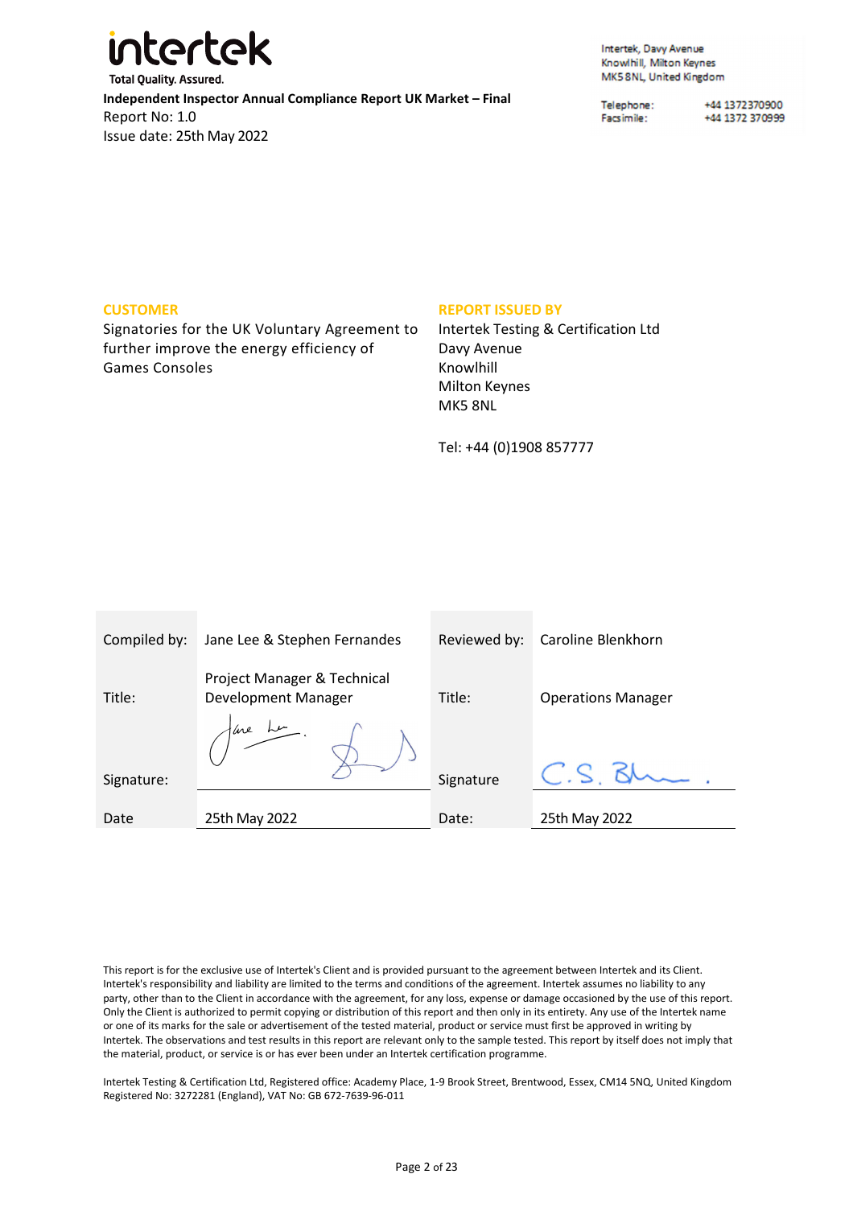**intertek**
**Total Quality. Assured.**

**Independent Inspector Annual Compliance Report UK Market – Final**
Report No: 1.0
Issue date: 25th May 2022

Intertek, Davy Avenue
Knowlhill, Milton Keynes
MK5 8NL, United Kingdom

Telephone: +44 1372370900
Facsimile: +44 1372 370999

**CUSTOMER**

Signatories for the UK Voluntary Agreement to further improve the energy efficiency of Games Consoles

**REPORT ISSUED BY**

Intertek Testing & Certification Ltd
Davy Avenue
Knowlhill
Milton Keynes
MK5 8NL

Tel: +44 (0)1908 857777

| | | | |
|---|---|---|---|
| Compiled by: | Jane Lee & Stephen Fernandes | Reviewed by: | Caroline Blenkhorn |
| Title: | Project Manager & Technical Development Manager | Title: | Operations Manager |
| Signature: | | Signature | |
| Date | 25th May 2022 | Date: | 25th May 2022 |

This report is for the exclusive use of Intertek's Client and is provided pursuant to the agreement between Intertek and its Client. Intertek's responsibility and liability are limited to the terms and conditions of the agreement. Intertek assumes no liability to any party, other than to the Client in accordance with the agreement, for any loss, expense or damage occasioned by the use of this report. Only the Client is authorized to permit copying or distribution of this report and then only in its entirety. Any use of the Intertek name or one of its marks for the sale or advertisement of the tested material, product or service must first be approved in writing by Intertek. The observations and test results in this report are relevant only to the sample tested. This report by itself does not imply that the material, product, or service is or has ever been under an Intertek certification programme.

Intertek Testing & Certification Ltd, Registered office: Academy Place, 1-9 Brook Street, Brentwood, Essex, CM14 5NQ, United Kingdom
Registered No: 3272281 (England), VAT No: GB 672-7639-96-011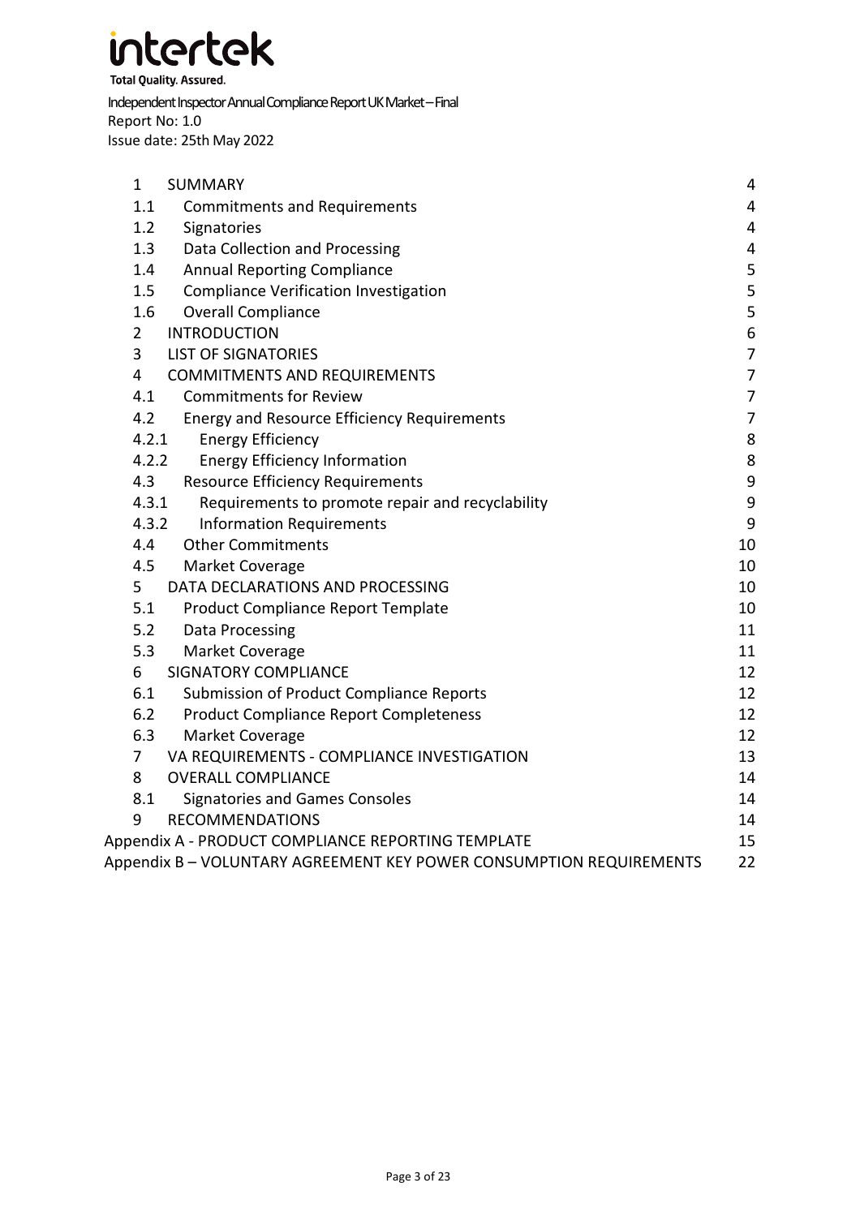| | | |
|---|---|---|
| 1 | SUMMARY | 4 |
| 1.1 | Commitments and Requirements | 4 |
| 1.2 | Signatories | 4 |
| 1.3 | Data Collection and Processing | 4 |
| 1.4 | Annual Reporting Compliance | 5 |
| 1.5 | Compliance Verification Investigation | 5 |
| 1.6 | Overall Compliance | 5 |
| 2 | INTRODUCTION | 6 |
| 3 | LIST OF SIGNATORIES | 7 |
| 4 | COMMITMENTS AND REQUIREMENTS | 7 |
| 4.1 | Commitments for Review | 7 |
| 4.2 | Energy and Resource Efficiency Requirements | 7 |
| 4.2.1 | Energy Efficiency | 8 |
| 4.2.2 | Energy Efficiency Information | 8 |
| 4.3 | Resource Efficiency Requirements | 9 |
| 4.3.1 | Requirements to promote repair and recyclability | 9 |
| 4.3.2 | Information Requirements | 9 |
| 4.4 | Other Commitments | 10 |
| 4.5 | Market Coverage | 10 |
| 5 | DATA DECLARATIONS AND PROCESSING | 10 |
| 5.1 | Product Compliance Report Template | 10 |
| 5.2 | Data Processing | 11 |
| 5.3 | Market Coverage | 11 |
| 6 | SIGNATORY COMPLIANCE | 12 |
| 6.1 | Submission of Product Compliance Reports | 12 |
| 6.2 | Product Compliance Report Completeness | 12 |
| 6.3 | Market Coverage | 12 |
| 7 | VA REQUIREMENTS - COMPLIANCE INVESTIGATION | 13 |
| 8 | OVERALL COMPLIANCE | 14 |
| 8.1 | Signatories and Games Consoles | 14 |
| 9 | RECOMMENDATIONS | 14 |
| Appendix A - PRODUCT COMPLIANCE REPORTING TEMPLATE | | 15 |
| Appendix B – VOLUNTARY AGREEMENT KEY POWER CONSUMPTION REQUIREMENTS | | 22 |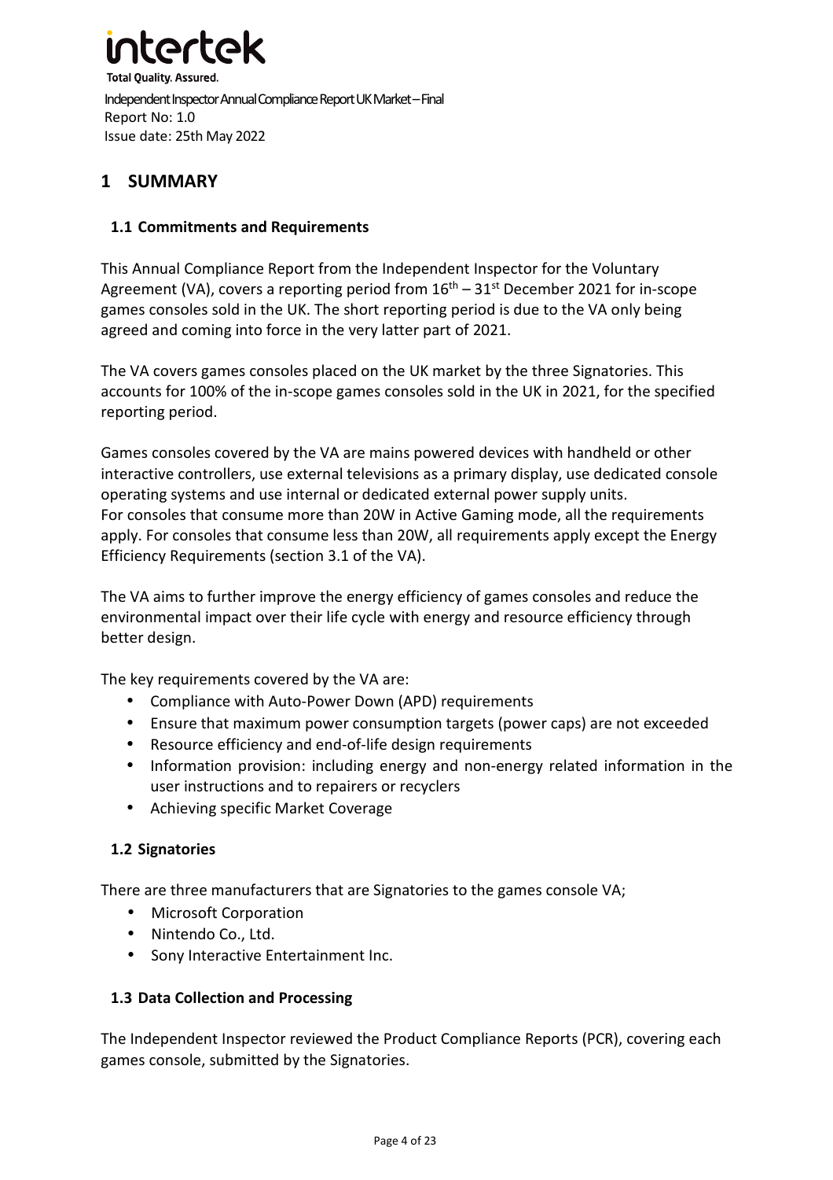# 1 SUMMARY

## 1.1 Commitments and Requirements

This Annual Compliance Report from the Independent Inspector for the Voluntary Agreement (VA), covers a reporting period from 16th – 31st December 2021 for in-scope games consoles sold in the UK. The short reporting period is due to the VA only being agreed and coming into force in the very latter part of 2021.

The VA covers games consoles placed on the UK market by the three Signatories. This accounts for 100% of the in-scope games consoles sold in the UK in 2021, for the specified reporting period.

Games consoles covered by the VA are mains powered devices with handheld or other interactive controllers, use external televisions as a primary display, use dedicated console operating systems and use internal or dedicated external power supply units.
For consoles that consume more than 20W in Active Gaming mode, all the requirements apply. For consoles that consume less than 20W, all requirements apply except the Energy Efficiency Requirements (section 3.1 of the VA).

The VA aims to further improve the energy efficiency of games consoles and reduce the environmental impact over their life cycle with energy and resource efficiency through better design.

The key requirements covered by the VA are:

- Compliance with Auto-Power Down (APD) requirements
- Ensure that maximum power consumption targets (power caps) are not exceeded
- Resource efficiency and end-of-life design requirements
- Information provision: including energy and non-energy related information in the user instructions and to repairers or recyclers
- Achieving specific Market Coverage

## 1.2 Signatories

There are three manufacturers that are Signatories to the games console VA;

- Microsoft Corporation
- Nintendo Co., Ltd.
- Sony Interactive Entertainment Inc.

## 1.3 Data Collection and Processing

The Independent Inspector reviewed the Product Compliance Reports (PCR), covering each games console, submitted by the Signatories.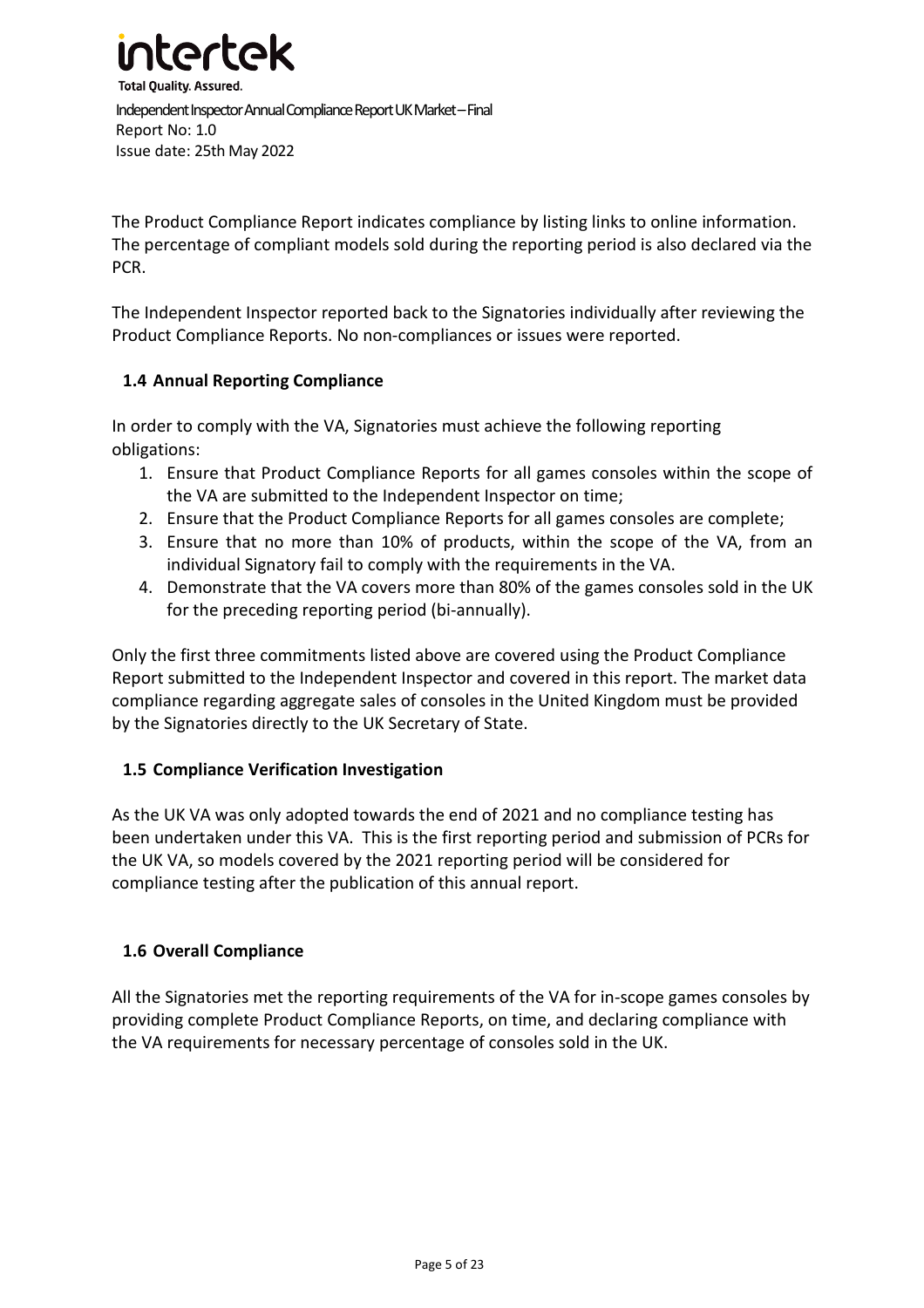The Product Compliance Report indicates compliance by listing links to online information. The percentage of compliant models sold during the reporting period is also declared via the PCR.

The Independent Inspector reported back to the Signatories individually after reviewing the Product Compliance Reports. No non-compliances or issues were reported.

### 1.4 Annual Reporting Compliance

In order to comply with the VA, Signatories must achieve the following reporting obligations:

1. Ensure that Product Compliance Reports for all games consoles within the scope of the VA are submitted to the Independent Inspector on time;
2. Ensure that the Product Compliance Reports for all games consoles are complete;
3. Ensure that no more than 10% of products, within the scope of the VA, from an individual Signatory fail to comply with the requirements in the VA.
4. Demonstrate that the VA covers more than 80% of the games consoles sold in the UK for the preceding reporting period (bi-annually).

Only the first three commitments listed above are covered using the Product Compliance Report submitted to the Independent Inspector and covered in this report. The market data compliance regarding aggregate sales of consoles in the United Kingdom must be provided by the Signatories directly to the UK Secretary of State.

### 1.5 Compliance Verification Investigation

As the UK VA was only adopted towards the end of 2021 and no compliance testing has been undertaken under this VA. This is the first reporting period and submission of PCRs for the UK VA, so models covered by the 2021 reporting period will be considered for compliance testing after the publication of this annual report.

### 1.6 Overall Compliance

All the Signatories met the reporting requirements of the VA for in-scope games consoles by providing complete Product Compliance Reports, on time, and declaring compliance with the VA requirements for necessary percentage of consoles sold in the UK.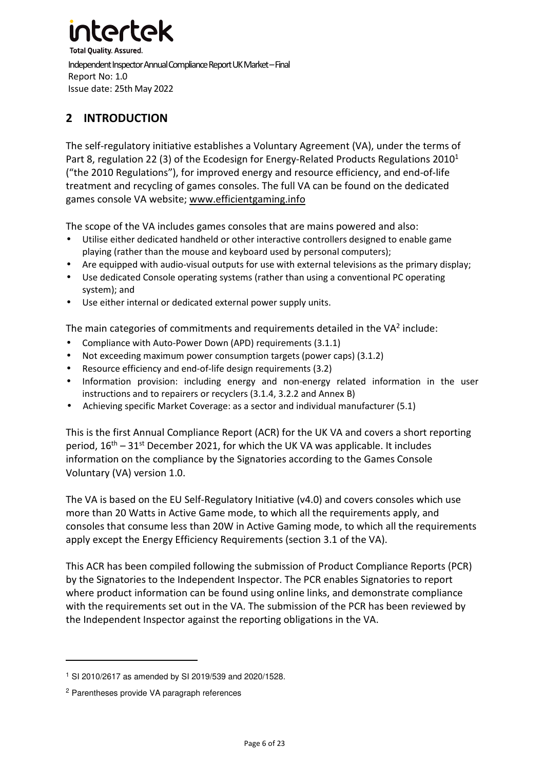## 2 INTRODUCTION

The self-regulatory initiative establishes a Voluntary Agreement (VA), under the terms of Part 8, regulation 22 (3) of the Ecodesign for Energy-Related Products Regulations 2010[1] ("the 2010 Regulations"), for improved energy and resource efficiency, and end-of-life treatment and recycling of games consoles. The full VA can be found on the dedicated games console VA website; www.efficientgaming.info

The scope of the VA includes games consoles that are mains powered and also:

- Utilise either dedicated handheld or other interactive controllers designed to enable game playing (rather than the mouse and keyboard used by personal computers);
- Are equipped with audio-visual outputs for use with external televisions as the primary display;
- Use dedicated Console operating systems (rather than using a conventional PC operating system); and
- Use either internal or dedicated external power supply units.

The main categories of commitments and requirements detailed in the VA[2] include:

- Compliance with Auto-Power Down (APD) requirements (3.1.1)
- Not exceeding maximum power consumption targets (power caps) (3.1.2)
- Resource efficiency and end-of-life design requirements (3.2)
- Information provision: including energy and non-energy related information in the user instructions and to repairers or recyclers (3.1.4, 3.2.2 and Annex B)
- Achieving specific Market Coverage: as a sector and individual manufacturer (5.1)

This is the first Annual Compliance Report (ACR) for the UK VA and covers a short reporting period, 16th – 31st December 2021, for which the UK VA was applicable. It includes information on the compliance by the Signatories according to the Games Console Voluntary (VA) version 1.0.

The VA is based on the EU Self-Regulatory Initiative (v4.0) and covers consoles which use more than 20 Watts in Active Game mode, to which all the requirements apply, and consoles that consume less than 20W in Active Gaming mode, to which all the requirements apply except the Energy Efficiency Requirements (section 3.1 of the VA).

This ACR has been compiled following the submission of Product Compliance Reports (PCR) by the Signatories to the Independent Inspector. The PCR enables Signatories to report where product information can be found using online links, and demonstrate compliance with the requirements set out in the VA. The submission of the PCR has been reviewed by the Independent Inspector against the reporting obligations in the VA.

---

[1] SI 2010/2617 as amended by SI 2019/539 and 2020/1528.

[2] Parentheses provide VA paragraph references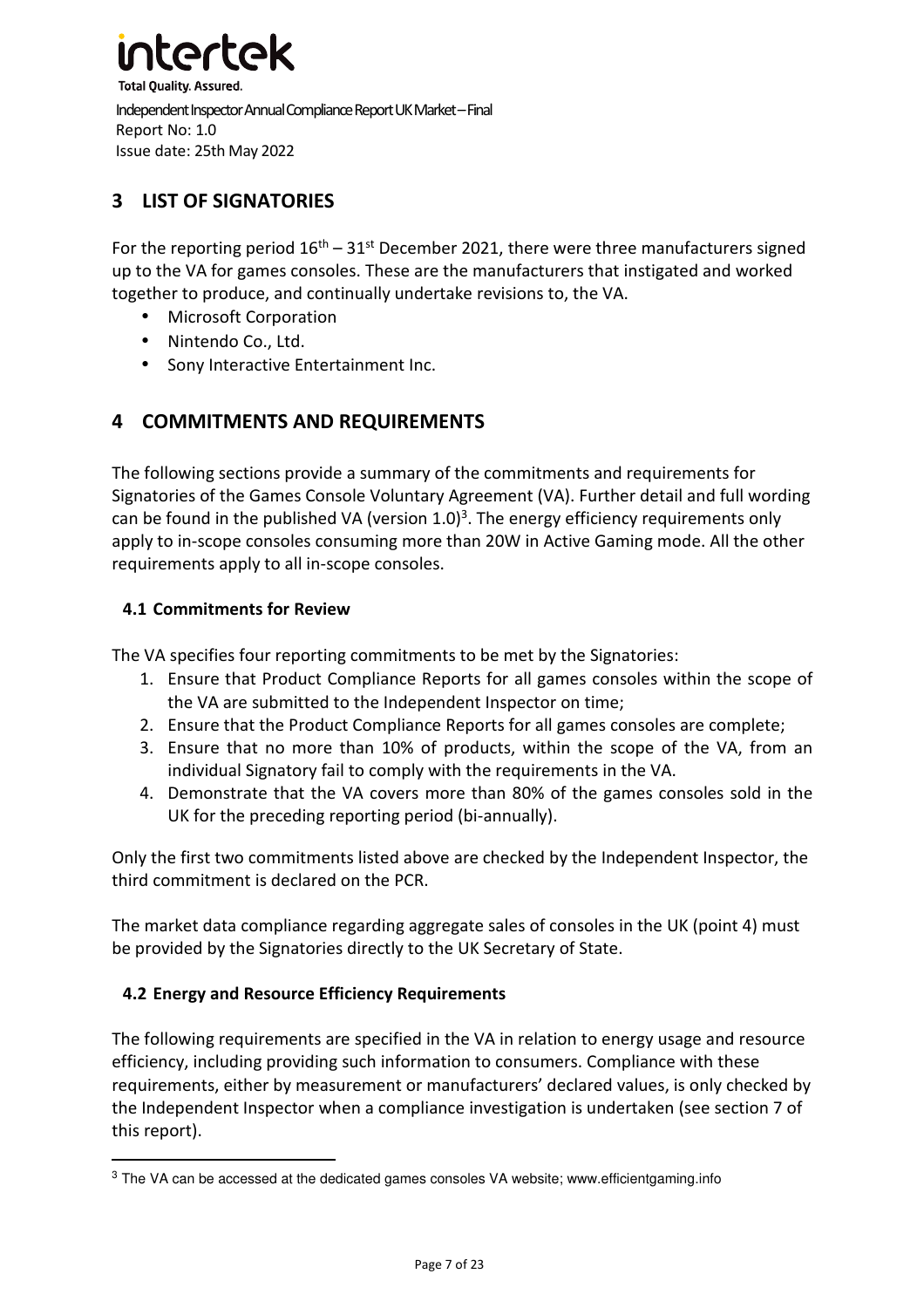## 3 LIST OF SIGNATORIES

For the reporting period $16^{th}$ – $31^{st}$ December 2021, there were three manufacturers signed up to the VA for games consoles. These are the manufacturers that instigated and worked together to produce, and continually undertake revisions to, the VA.

- Microsoft Corporation
- Nintendo Co., Ltd.
- Sony Interactive Entertainment Inc.

## 4 COMMITMENTS AND REQUIREMENTS

The following sections provide a summary of the commitments and requirements for Signatories of the Games Console Voluntary Agreement (VA). Further detail and full wording can be found in the published VA (version 1.0)[3]. The energy efficiency requirements only apply to in-scope consoles consuming more than 20W in Active Gaming mode. All the other requirements apply to all in-scope consoles.

### 4.1 Commitments for Review

The VA specifies four reporting commitments to be met by the Signatories:

1. Ensure that Product Compliance Reports for all games consoles within the scope of the VA are submitted to the Independent Inspector on time;
2. Ensure that the Product Compliance Reports for all games consoles are complete;
3. Ensure that no more than 10% of products, within the scope of the VA, from an individual Signatory fail to comply with the requirements in the VA.
4. Demonstrate that the VA covers more than 80% of the games consoles sold in the UK for the preceding reporting period (bi-annually).

Only the first two commitments listed above are checked by the Independent Inspector, the third commitment is declared on the PCR.

The market data compliance regarding aggregate sales of consoles in the UK (point 4) must be provided by the Signatories directly to the UK Secretary of State.

### 4.2 Energy and Resource Efficiency Requirements

The following requirements are specified in the VA in relation to energy usage and resource efficiency, including providing such information to consumers. Compliance with these requirements, either by measurement or manufacturers' declared values, is only checked by the Independent Inspector when a compliance investigation is undertaken (see section 7 of this report).

[3] The VA can be accessed at the dedicated games consoles VA website; www.efficientgaming.info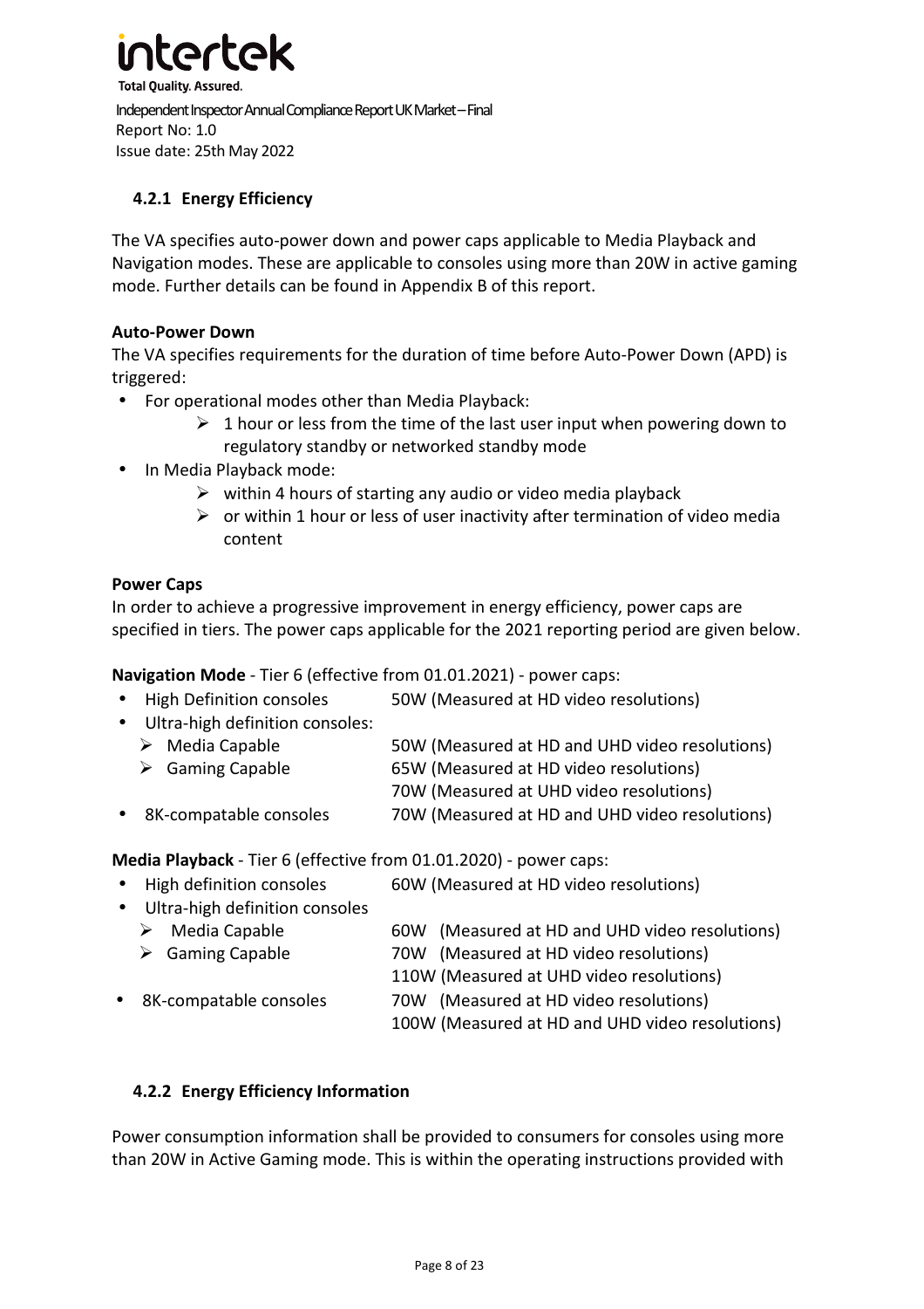### 4.2.1 Energy Efficiency

The VA specifies auto-power down and power caps applicable to Media Playback and Navigation modes. These are applicable to consoles using more than 20W in active gaming mode. Further details can be found in Appendix B of this report.

**Auto-Power Down**

The VA specifies requirements for the duration of time before Auto-Power Down (APD) is triggered:

- For operational modes other than Media Playback:
  - 1 hour or less from the time of the last user input when powering down to regulatory standby or networked standby mode
- In Media Playback mode:
  - within 4 hours of starting any audio or video media playback
  - or within 1 hour or less of user inactivity after termination of video media content

**Power Caps**

In order to achieve a progressive improvement in energy efficiency, power caps are specified in tiers. The power caps applicable for the 2021 reporting period are given below.

**Navigation Mode** - Tier 6 (effective from 01.01.2021) - power caps:

- High Definition consoles — 50W (Measured at HD video resolutions)
- Ultra-high definition consoles:
  - Media Capable — 50W (Measured at HD and UHD video resolutions)
  - Gaming Capable — 65W (Measured at HD video resolutions)
    70W (Measured at UHD video resolutions)
- 8K-compatable consoles — 70W (Measured at HD and UHD video resolutions)

**Media Playback** - Tier 6 (effective from 01.01.2020) - power caps:

- High definition consoles — 60W (Measured at HD video resolutions)
- Ultra-high definition consoles
  - Media Capable — 60W (Measured at HD and UHD video resolutions)
  - Gaming Capable — 70W (Measured at HD video resolutions)
    110W (Measured at UHD video resolutions)
- 8K-compatable consoles — 70W (Measured at HD video resolutions)
  100W (Measured at HD and UHD video resolutions)

### 4.2.2 Energy Efficiency Information

Power consumption information shall be provided to consumers for consoles using more than 20W in Active Gaming mode. This is within the operating instructions provided with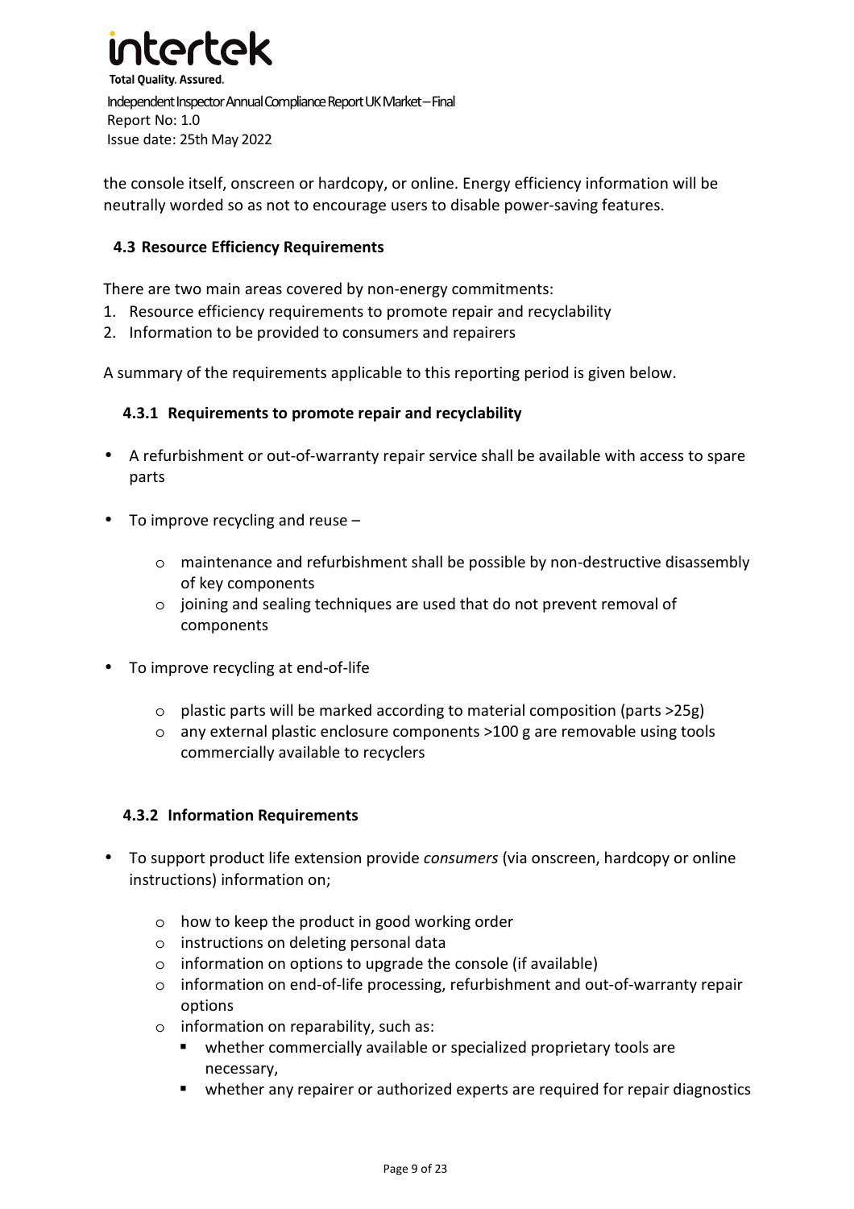the console itself, onscreen or hardcopy, or online. Energy efficiency information will be neutrally worded so as not to encourage users to disable power-saving features.

## 4.3 Resource Efficiency Requirements

There are two main areas covered by non-energy commitments:

1. Resource efficiency requirements to promote repair and recyclability
2. Information to be provided to consumers and repairers

A summary of the requirements applicable to this reporting period is given below.

### 4.3.1 Requirements to promote repair and recyclability

- A refurbishment or out-of-warranty repair service shall be available with access to spare parts

- To improve recycling and reuse –
    - maintenance and refurbishment shall be possible by non-destructive disassembly of key components
    - joining and sealing techniques are used that do not prevent removal of components

- To improve recycling at end-of-life
    - plastic parts will be marked according to material composition (parts >25g)
    - any external plastic enclosure components >100 g are removable using tools commercially available to recyclers

### 4.3.2 Information Requirements

- To support product life extension provide *consumers* (via onscreen, hardcopy or online instructions) information on;
    - how to keep the product in good working order
    - instructions on deleting personal data
    - information on options to upgrade the console (if available)
    - information on end-of-life processing, refurbishment and out-of-warranty repair options
    - information on reparability, such as:
        - whether commercially available or specialized proprietary tools are necessary,
        - whether any repairer or authorized experts are required for repair diagnostics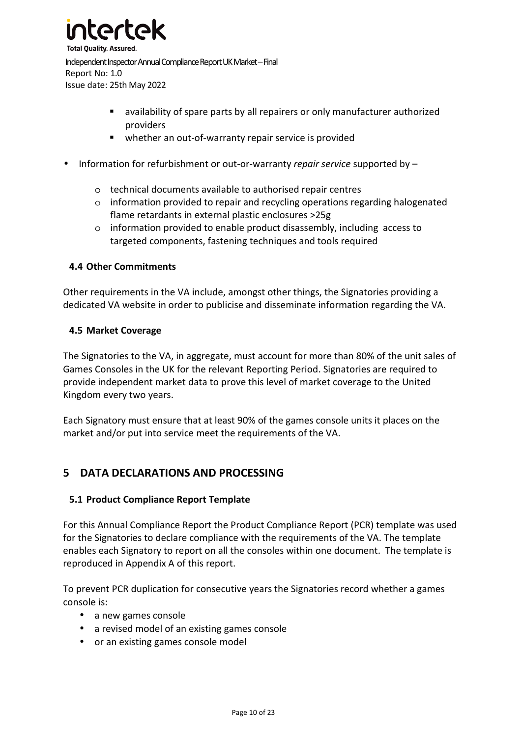- availability of spare parts by all repairers or only manufacturer authorized providers
  - whether an out-of-warranty repair service is provided

- Information for refurbishment or out-or-warranty *repair service* supported by –
  - technical documents available to authorised repair centres
  - information provided to repair and recycling operations regarding halogenated flame retardants in external plastic enclosures >25g
  - information provided to enable product disassembly, including access to targeted components, fastening techniques and tools required

### 4.4 Other Commitments

Other requirements in the VA include, amongst other things, the Signatories providing a dedicated VA website in order to publicise and disseminate information regarding the VA.

### 4.5 Market Coverage

The Signatories to the VA, in aggregate, must account for more than 80% of the unit sales of Games Consoles in the UK for the relevant Reporting Period. Signatories are required to provide independent market data to prove this level of market coverage to the United Kingdom every two years.

Each Signatory must ensure that at least 90% of the games console units it places on the market and/or put into service meet the requirements of the VA.

## 5 DATA DECLARATIONS AND PROCESSING

### 5.1 Product Compliance Report Template

For this Annual Compliance Report the Product Compliance Report (PCR) template was used for the Signatories to declare compliance with the requirements of the VA. The template enables each Signatory to report on all the consoles within one document. The template is reproduced in Appendix A of this report.

To prevent PCR duplication for consecutive years the Signatories record whether a games console is:

- a new games console
- a revised model of an existing games console
- or an existing games console model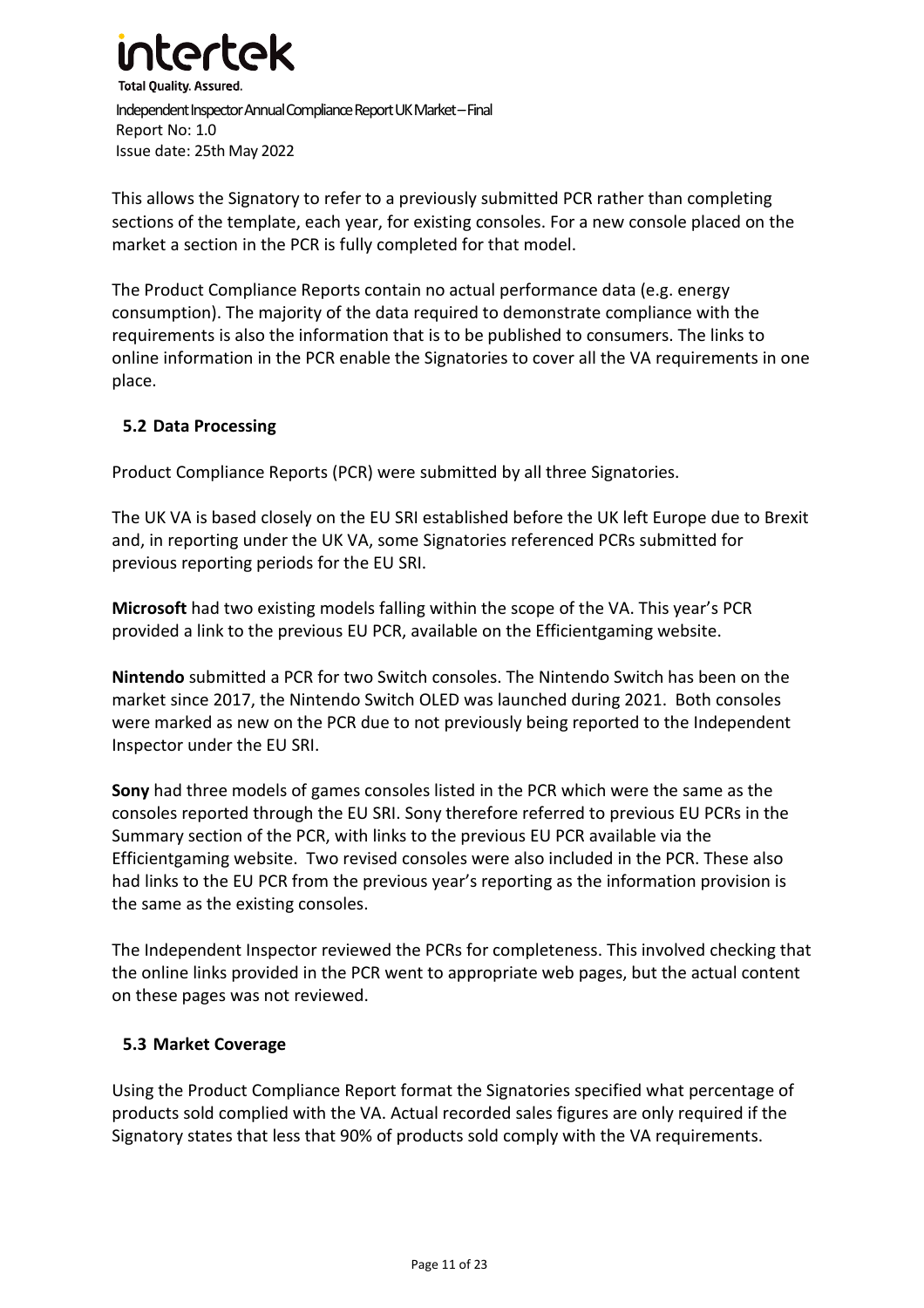This allows the Signatory to refer to a previously submitted PCR rather than completing sections of the template, each year, for existing consoles. For a new console placed on the market a section in the PCR is fully completed for that model.

The Product Compliance Reports contain no actual performance data (e.g. energy consumption). The majority of the data required to demonstrate compliance with the requirements is also the information that is to be published to consumers. The links to online information in the PCR enable the Signatories to cover all the VA requirements in one place.

## 5.2 Data Processing

Product Compliance Reports (PCR) were submitted by all three Signatories.

The UK VA is based closely on the EU SRI established before the UK left Europe due to Brexit and, in reporting under the UK VA, some Signatories referenced PCRs submitted for previous reporting periods for the EU SRI.

**Microsoft** had two existing models falling within the scope of the VA. This year's PCR provided a link to the previous EU PCR, available on the Efficientgaming website.

**Nintendo** submitted a PCR for two Switch consoles. The Nintendo Switch has been on the market since 2017, the Nintendo Switch OLED was launched during 2021. Both consoles were marked as new on the PCR due to not previously being reported to the Independent Inspector under the EU SRI.

**Sony** had three models of games consoles listed in the PCR which were the same as the consoles reported through the EU SRI. Sony therefore referred to previous EU PCRs in the Summary section of the PCR, with links to the previous EU PCR available via the Efficientgaming website. Two revised consoles were also included in the PCR. These also had links to the EU PCR from the previous year's reporting as the information provision is the same as the existing consoles.

The Independent Inspector reviewed the PCRs for completeness. This involved checking that the online links provided in the PCR went to appropriate web pages, but the actual content on these pages was not reviewed.

## 5.3 Market Coverage

Using the Product Compliance Report format the Signatories specified what percentage of products sold complied with the VA. Actual recorded sales figures are only required if the Signatory states that less that 90% of products sold comply with the VA requirements.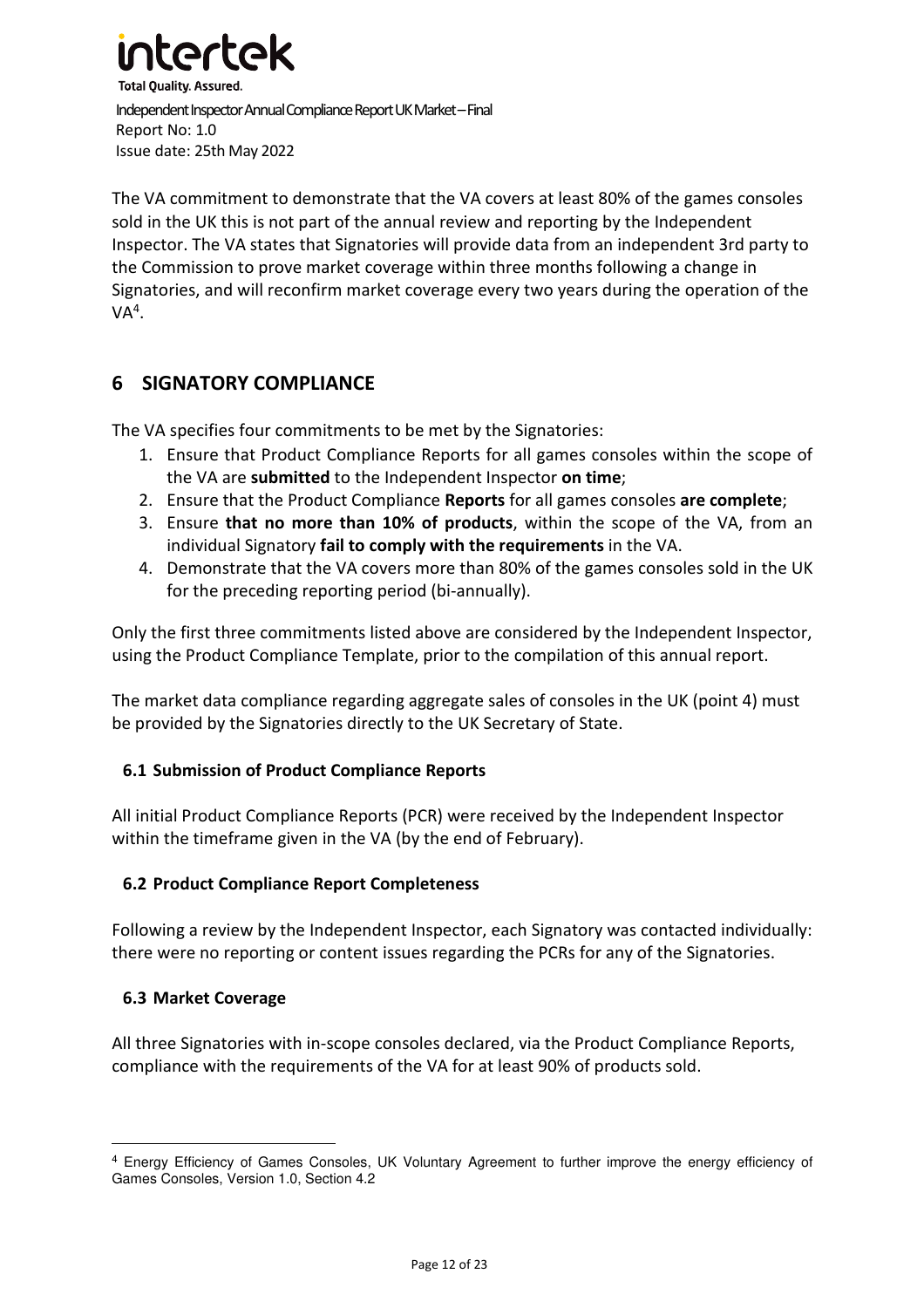The VA commitment to demonstrate that the VA covers at least 80% of the games consoles sold in the UK this is not part of the annual review and reporting by the Independent Inspector. The VA states that Signatories will provide data from an independent 3rd party to the Commission to prove market coverage within three months following a change in Signatories, and will reconfirm market coverage every two years during the operation of the VA[4].

# 6 SIGNATORY COMPLIANCE

The VA specifies four commitments to be met by the Signatories:

1. Ensure that Product Compliance Reports for all games consoles within the scope of the VA are **submitted** to the Independent Inspector **on time**;
2. Ensure that the Product Compliance **Reports** for all games consoles **are complete**;
3. Ensure **that no more than 10% of products**, within the scope of the VA, from an individual Signatory **fail to comply with the requirements** in the VA.
4. Demonstrate that the VA covers more than 80% of the games consoles sold in the UK for the preceding reporting period (bi-annually).

Only the first three commitments listed above are considered by the Independent Inspector, using the Product Compliance Template, prior to the compilation of this annual report.

The market data compliance regarding aggregate sales of consoles in the UK (point 4) must be provided by the Signatories directly to the UK Secretary of State.

## 6.1 Submission of Product Compliance Reports

All initial Product Compliance Reports (PCR) were received by the Independent Inspector within the timeframe given in the VA (by the end of February).

## 6.2 Product Compliance Report Completeness

Following a review by the Independent Inspector, each Signatory was contacted individually: there were no reporting or content issues regarding the PCRs for any of the Signatories.

## 6.3 Market Coverage

All three Signatories with in-scope consoles declared, via the Product Compliance Reports, compliance with the requirements of the VA for at least 90% of products sold.

[4] Energy Efficiency of Games Consoles, UK Voluntary Agreement to further improve the energy efficiency of Games Consoles, Version 1.0, Section 4.2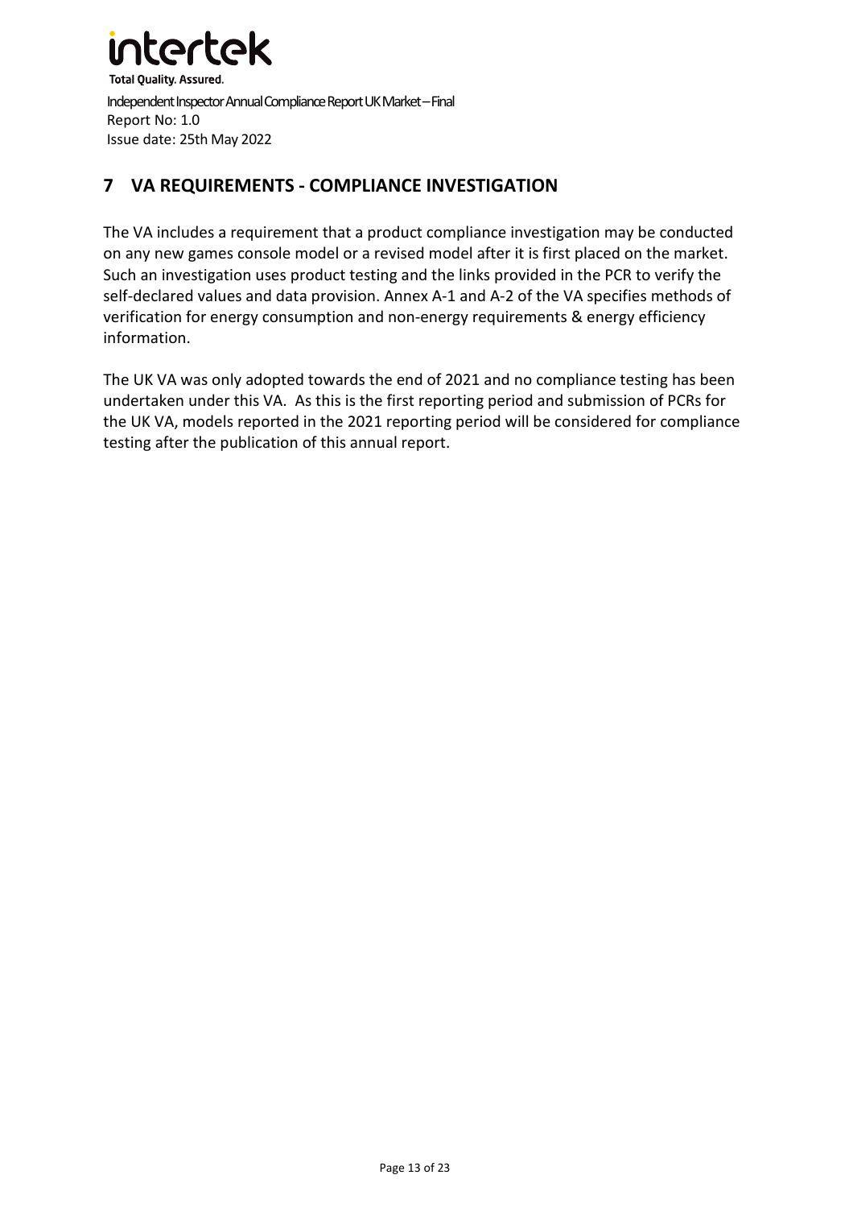## 7 VA REQUIREMENTS - COMPLIANCE INVESTIGATION

The VA includes a requirement that a product compliance investigation may be conducted on any new games console model or a revised model after it is first placed on the market. Such an investigation uses product testing and the links provided in the PCR to verify the self-declared values and data provision. Annex A-1 and A-2 of the VA specifies methods of verification for energy consumption and non-energy requirements & energy efficiency information.

The UK VA was only adopted towards the end of 2021 and no compliance testing has been undertaken under this VA. As this is the first reporting period and submission of PCRs for the UK VA, models reported in the 2021 reporting period will be considered for compliance testing after the publication of this annual report.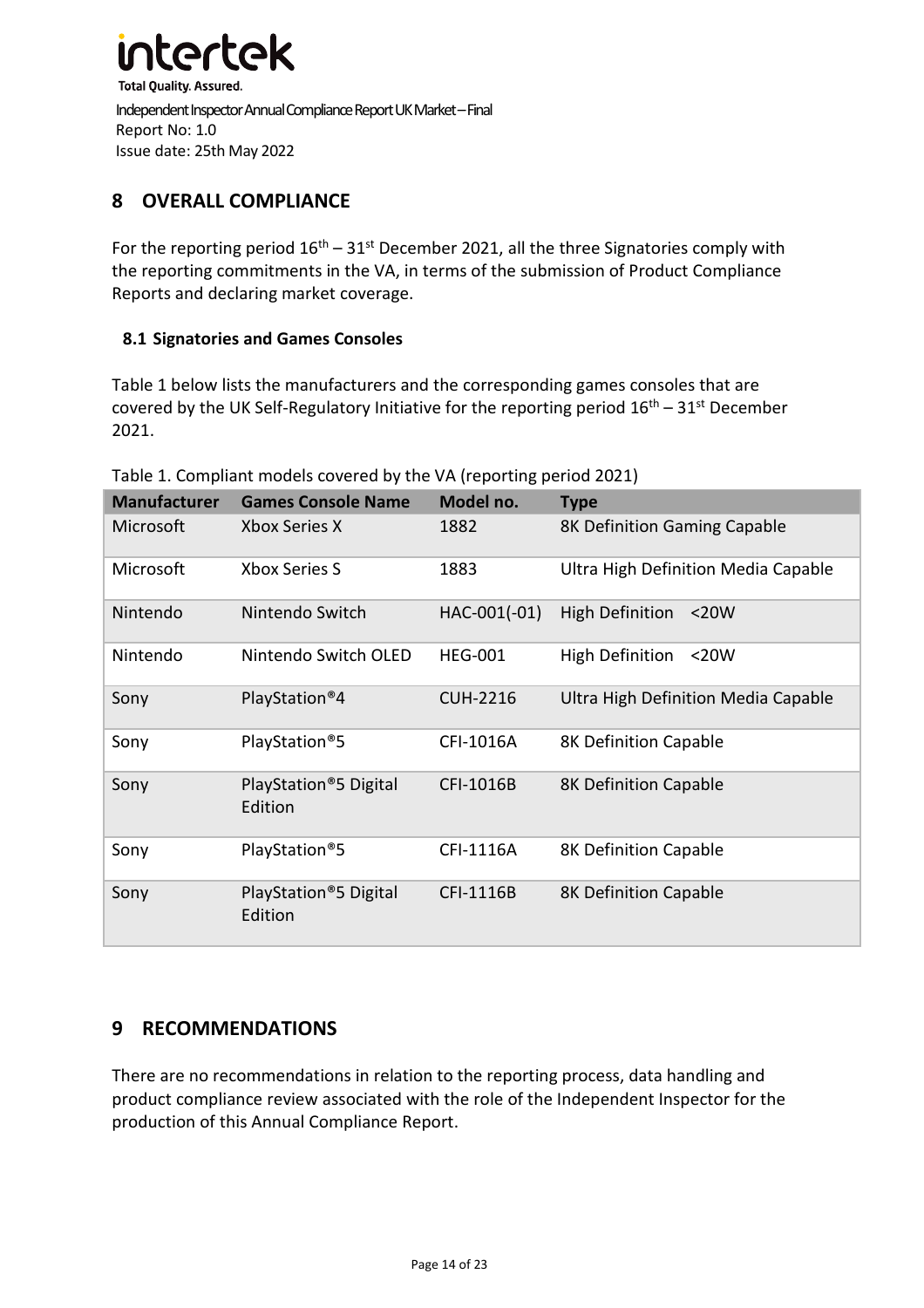## 8 OVERALL COMPLIANCE

For the reporting period 16th – 31st December 2021, all the three Signatories comply with the reporting commitments in the VA, in terms of the submission of Product Compliance Reports and declaring market coverage.

### 8.1 Signatories and Games Consoles

Table 1 below lists the manufacturers and the corresponding games consoles that are covered by the UK Self-Regulatory Initiative for the reporting period 16th – 31st December 2021.

Table 1. Compliant models covered by the VA (reporting period 2021)

| Manufacturer | Games Console Name | Model no. | Type |
|---|---|---|---|
| Microsoft | Xbox Series X | 1882 | 8K Definition Gaming Capable |
| Microsoft | Xbox Series S | 1883 | Ultra High Definition Media Capable |
| Nintendo | Nintendo Switch | HAC-001(-01) | High Definition <20W |
| Nintendo | Nintendo Switch OLED | HEG-001 | High Definition <20W |
| Sony | PlayStation®4 | CUH-2216 | Ultra High Definition Media Capable |
| Sony | PlayStation®5 | CFI-1016A | 8K Definition Capable |
| Sony | PlayStation®5 Digital Edition | CFI-1016B | 8K Definition Capable |
| Sony | PlayStation®5 | CFI-1116A | 8K Definition Capable |
| Sony | PlayStation®5 Digital Edition | CFI-1116B | 8K Definition Capable |

## 9 RECOMMENDATIONS

There are no recommendations in relation to the reporting process, data handling and product compliance review associated with the role of the Independent Inspector for the production of this Annual Compliance Report.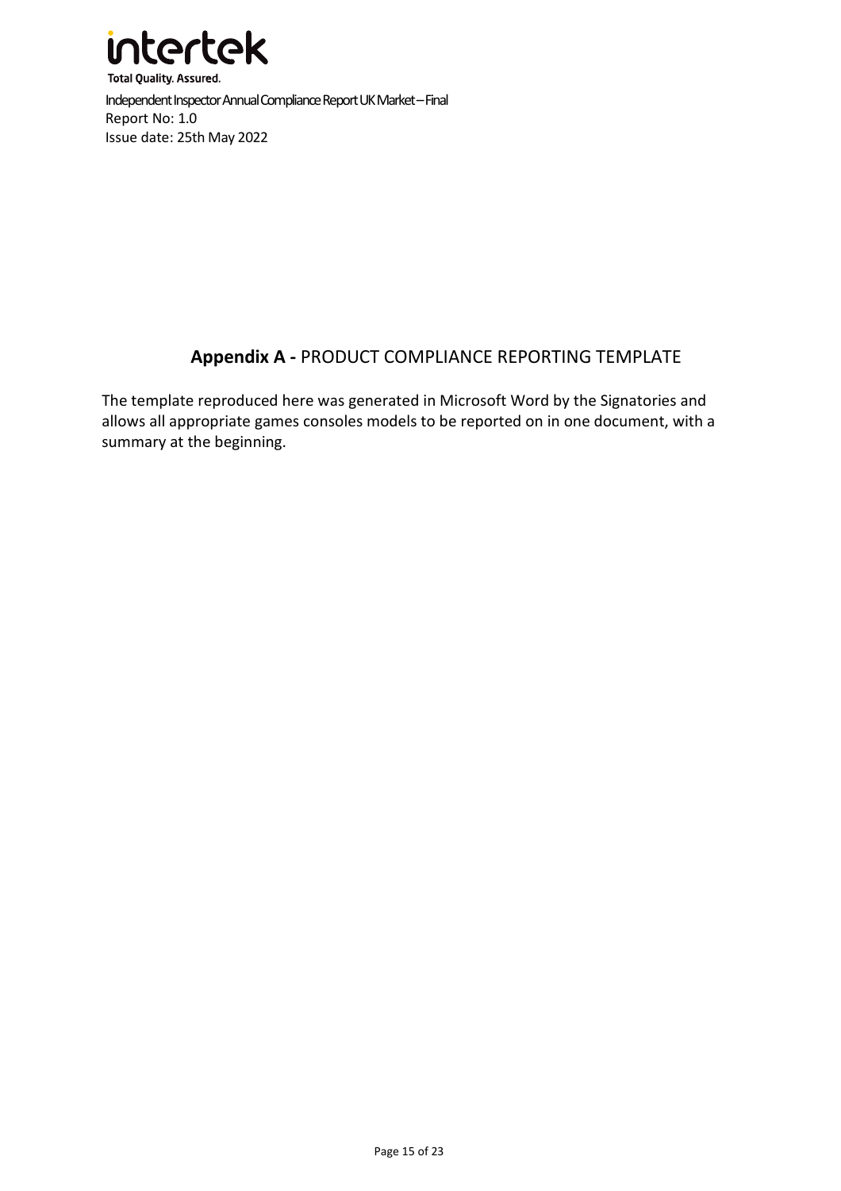## **Appendix A -** PRODUCT COMPLIANCE REPORTING TEMPLATE

The template reproduced here was generated in Microsoft Word by the Signatories and allows all appropriate games consoles models to be reported on in one document, with a summary at the beginning.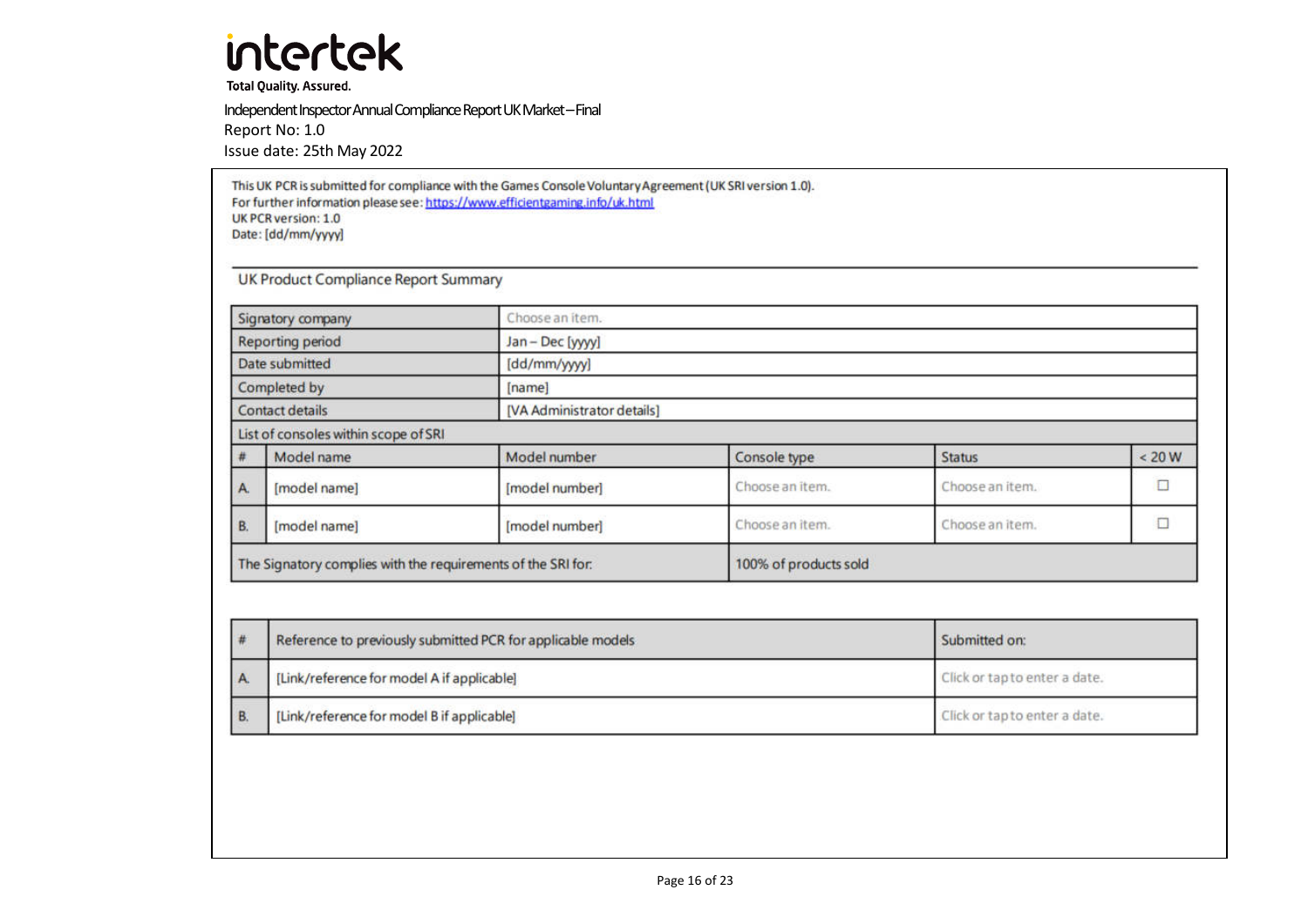This UK PCR is submitted for compliance with the Games Console Voluntary Agreement (UK SRI version 1.0).
For further information please see: https://www.efficientgaming.info/uk.html
UK PCR version: 1.0
Date: [dd/mm/yyyy]

## UK Product Compliance Report Summary

| Signatory company | | Choose an item. | | | |
|---|---|---|---|---|---|
| Reporting period | | Jan – Dec [yyyy] | | | |
| Date submitted | | [dd/mm/yyyy] | | | |
| Completed by | | [name] | | | |
| Contact details | | [VA Administrator details] | | | |
| List of consoles within scope of SRI | | | | | |
| # | Model name | Model number | Console type | Status | < 20 W |
| A. | [model name] | [model number] | Choose an item. | Choose an item. | ☐ |
| B. | [model name] | [model number] | Choose an item. | Choose an item. | ☐ |
| The Signatory complies with the requirements of the SRI for: | | | 100% of products sold | | |

| # | Reference to previously submitted PCR for applicable models | Submitted on: |
|---|---|---|
| A. | [Link/reference for model A if applicable] | Click or tap to enter a date. |
| B. | [Link/reference for model B if applicable] | Click or tap to enter a date. |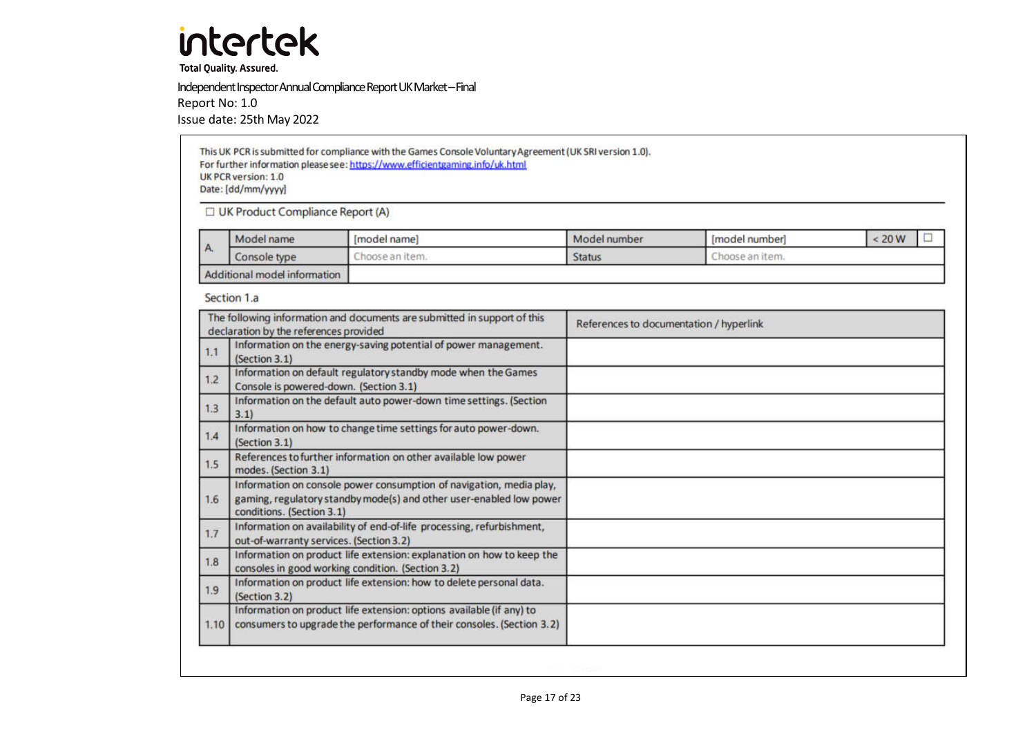This UK PCR is submitted for compliance with the Games Console Voluntary Agreement (UK SRI version 1.0).
For further information please see: https://www.efficientgaming.info/uk.html
UK PCR version: 1.0
Date: [dd/mm/yyyy]

☐ UK Product Compliance Report (A)

| A. | Model name | [model name] | Model number | [model number] | < 20 W | ☐ |
|---|---|---|---|---|---|---|
| | Console type | Choose an item. | Status | Choose an item. | | |
| Additional model information | | | | | | |

Section 1.a

| | The following information and documents are submitted in support of this declaration by the references provided | References to documentation / hyperlink |
|---|---|---|
| 1.1 | Information on the energy-saving potential of power management. (Section 3.1) | |
| 1.2 | Information on default regulatory standby mode when the Games Console is powered-down. (Section 3.1) | |
| 1.3 | Information on the default auto power-down time settings. (Section 3.1) | |
| 1.4 | Information on how to change time settings for auto power-down. (Section 3.1) | |
| 1.5 | References to further information on other available low power modes. (Section 3.1) | |
| 1.6 | Information on console power consumption of navigation, media play, gaming, regulatory standby mode(s) and other user-enabled low power conditions. (Section 3.1) | |
| 1.7 | Information on availability of end-of-life processing, refurbishment, out-of-warranty services. (Section 3.2) | |
| 1.8 | Information on product life extension: explanation on how to keep the consoles in good working condition. (Section 3.2) | |
| 1.9 | Information on product life extension: how to delete personal data. (Section 3.2) | |
| 1.10 | Information on product life extension: options available (if any) to consumers to upgrade the performance of their consoles. (Section 3.2) | |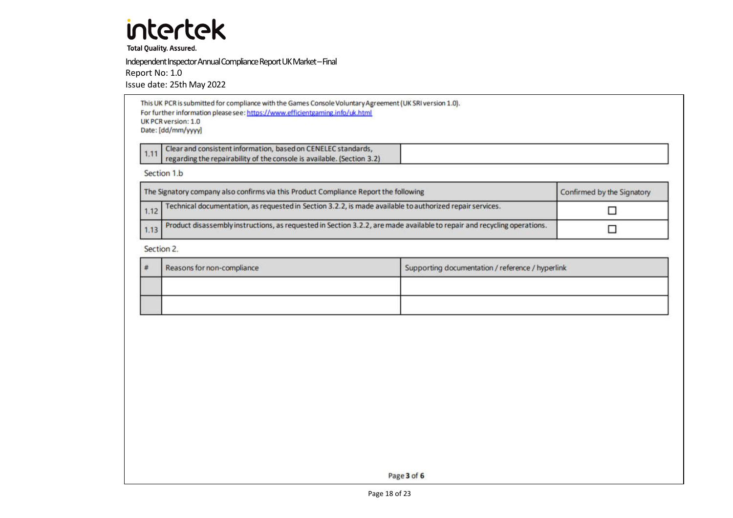Independent Inspector Annual Compliance Report UK Market – Final
Report No: 1.0
Issue date: 25th May 2022

This UK PCR is submitted for compliance with the Games Console Voluntary Agreement (UK SRI version 1.0).
For further information please see: https://www.efficientgaming.info/uk.html
UK PCR version: 1.0
Date: [dd/mm/yyyy]

| | | |
|---|---|---|
| 1.11 | Clear and consistent information, based on CENELEC standards, regarding the repairability of the console is available. (Section 3.2) | |

Section 1.b

| The Signatory company also confirms via this Product Compliance Report the following | | Confirmed by the Signatory |
|---|---|---|
| 1.12 | Technical documentation, as requested in Section 3.2.2, is made available to authorized repair services. | ☐ |
| 1.13 | Product disassembly instructions, as requested in Section 3.2.2, are made available to repair and recycling operations. | ☐ |

Section 2.

| # | Reasons for non-compliance | Supporting documentation / reference / hyperlink |
|---|---|---|
| | | |
| | | |

Page 3 of 6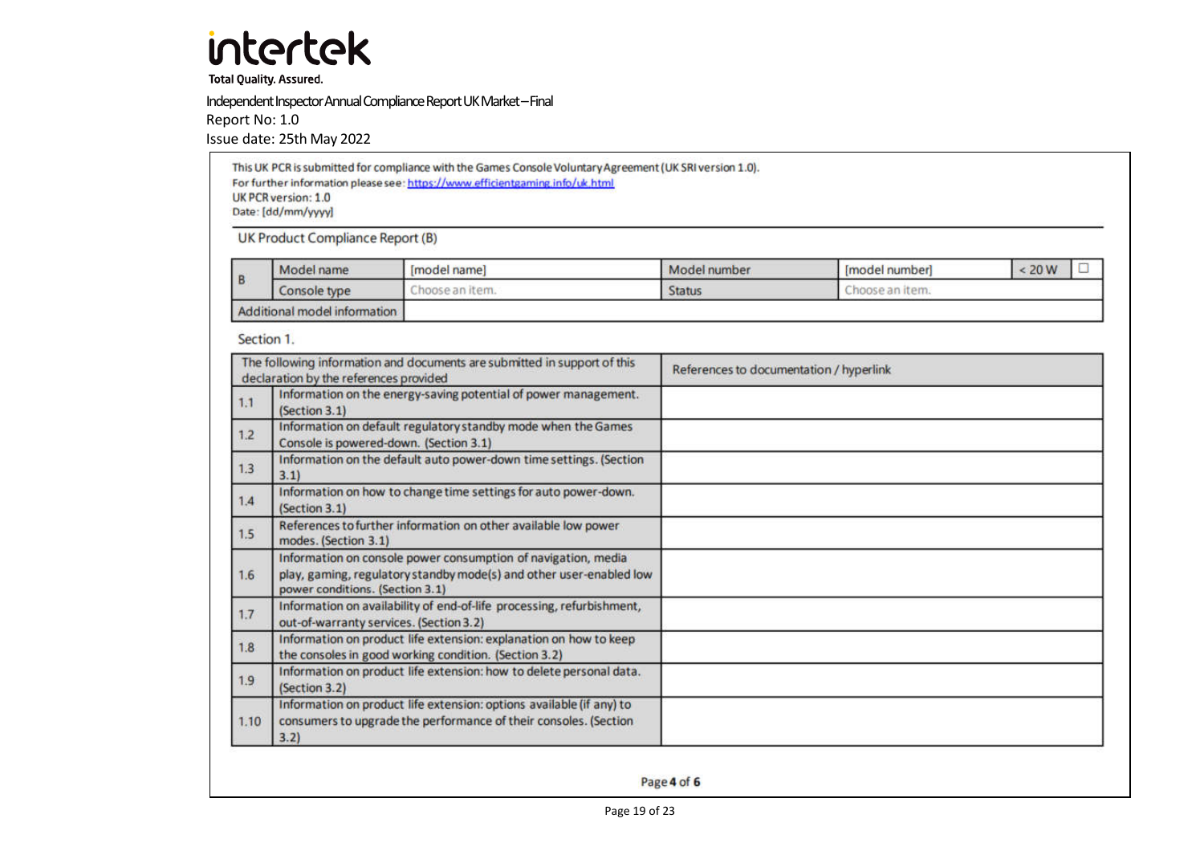# intertek

**Total Quality. Assured.**

Independent Inspector Annual Compliance Report UK Market – Final
Report No: 1.0
Issue date: 25th May 2022

This UK PCR is submitted for compliance with the Games Console Voluntary Agreement (UK SRI version 1.0).
For further information please see: https://www.efficientgaming.info/uk.html
UK PCR version: 1.0
Date: [dd/mm/yyyy]

## UK Product Compliance Report (B)

| B | Model name | [model name] | Model number | [model number] | < 20 W | ☐ |
|---|---|---|---|---|---|---|
| | Console type | Choose an item. | Status | Choose an item. | | |
| Additional model information | | | | | | |

### Section 1.

| The following information and documents are submitted in support of this declaration by the references provided | | References to documentation / hyperlink |
|---|---|---|
| 1.1 | Information on the energy-saving potential of power management. (Section 3.1) | |
| 1.2 | Information on default regulatory standby mode when the Games Console is powered-down. (Section 3.1) | |
| 1.3 | Information on the default auto power-down time settings. (Section 3.1) | |
| 1.4 | Information on how to change time settings for auto power-down. (Section 3.1) | |
| 1.5 | References to further information on other available low power modes. (Section 3.1) | |
| 1.6 | Information on console power consumption of navigation, media play, gaming, regulatory standby mode(s) and other user-enabled low power conditions. (Section 3.1) | |
| 1.7 | Information on availability of end-of-life processing, refurbishment, out-of-warranty services. (Section 3.2) | |
| 1.8 | Information on product life extension: explanation on how to keep the consoles in good working condition. (Section 3.2) | |
| 1.9 | Information on product life extension: how to delete personal data. (Section 3.2) | |
| 1.10 | Information on product life extension: options available (if any) to consumers to upgrade the performance of their consoles. (Section 3.2) | |

Page 4 of 6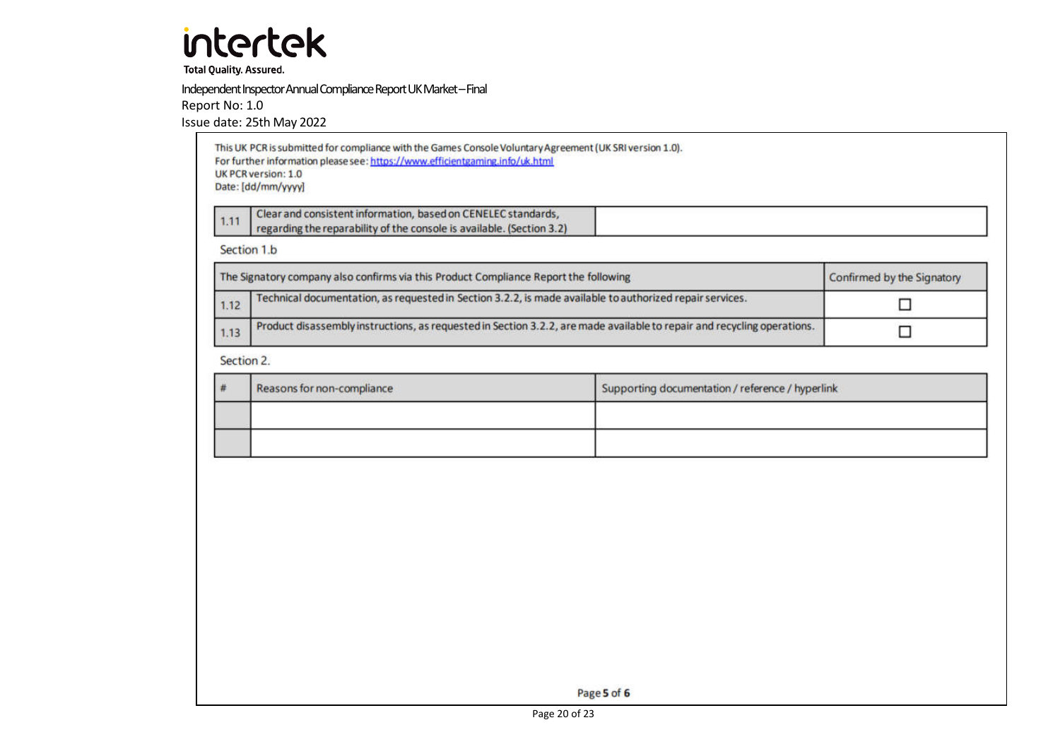This UK PCR is submitted for compliance with the Games Console Voluntary Agreement (UK SRI version 1.0).
For further information please see: https://www.efficientgaming.info/uk.html
UK PCR version: 1.0
Date: [dd/mm/yyyy]

| | | |
|---|---|---|
| 1.11 | Clear and consistent information, based on CENELEC standards, regarding the reparability of the console is available. (Section 3.2) | |

Section 1.b

| | The Signatory company also confirms via this Product Compliance Report the following | Confirmed by the Signatory |
|---|---|---|
| 1.12 | Technical documentation, as requested in Section 3.2.2, is made available to authorized repair services. | ☐ |
| 1.13 | Product disassembly instructions, as requested in Section 3.2.2, are made available to repair and recycling operations. | ☐ |

Section 2.

| # | Reasons for non-compliance | Supporting documentation / reference / hyperlink |
|---|---|---|
| | | |
| | | |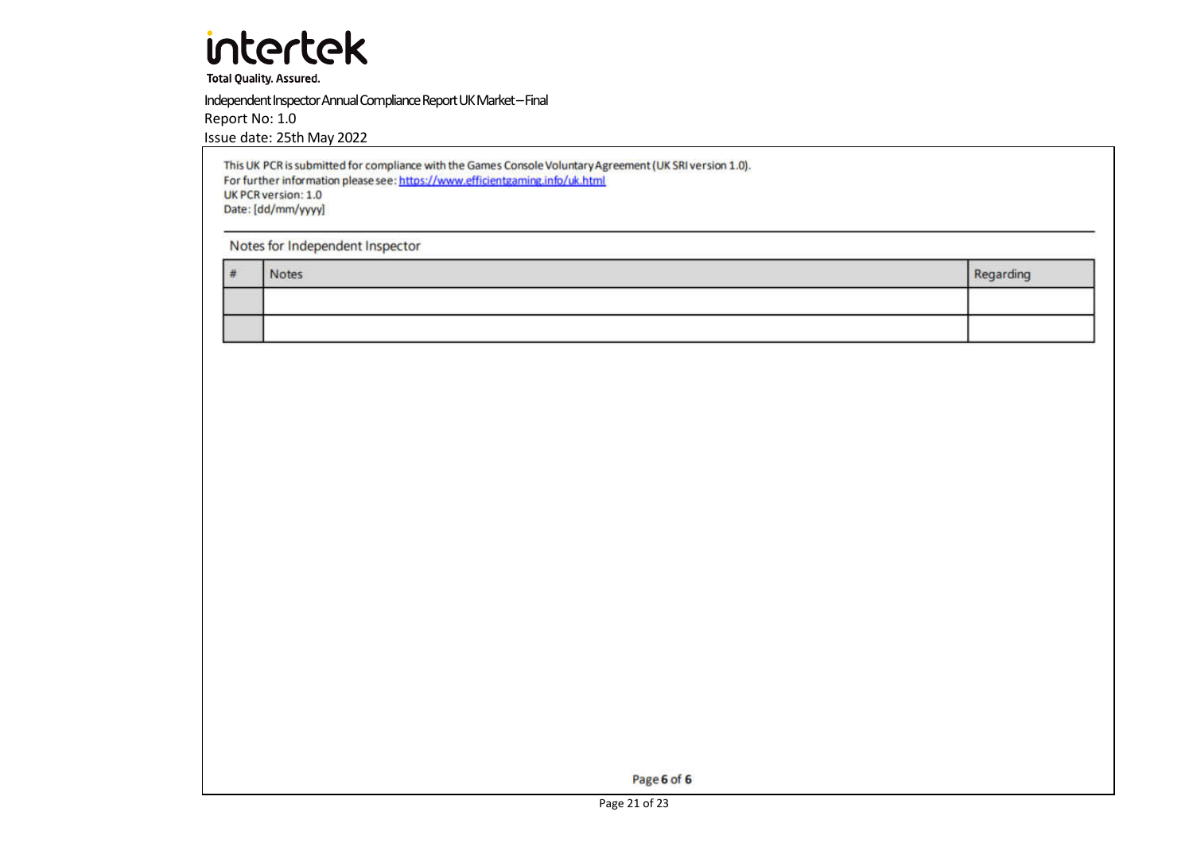This UK PCR is submitted for compliance with the Games Console Voluntary Agreement (UK SRI version 1.0).
For further information please see: https://www.efficientgaming.info/uk.html
UK PCR version: 1.0
Date: [dd/mm/yyyy]

## Notes for Independent Inspector

| # | Notes | Regarding |
|---|---|---|
| | | |
| | | |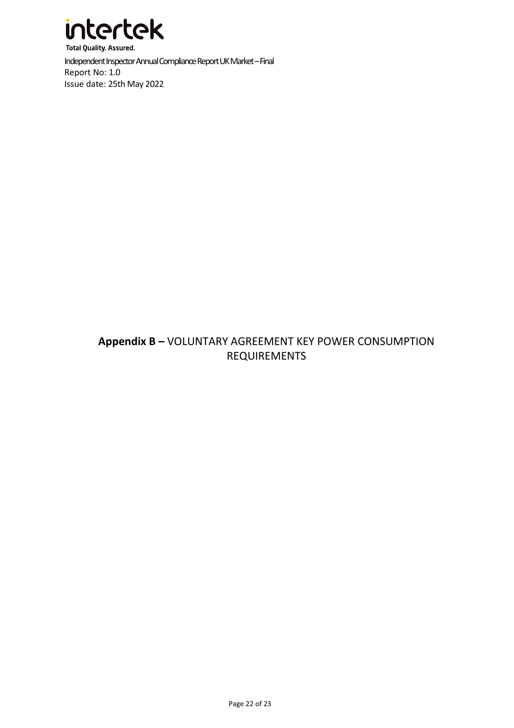# **Appendix B –** VOLUNTARY AGREEMENT KEY POWER CONSUMPTION REQUIREMENTS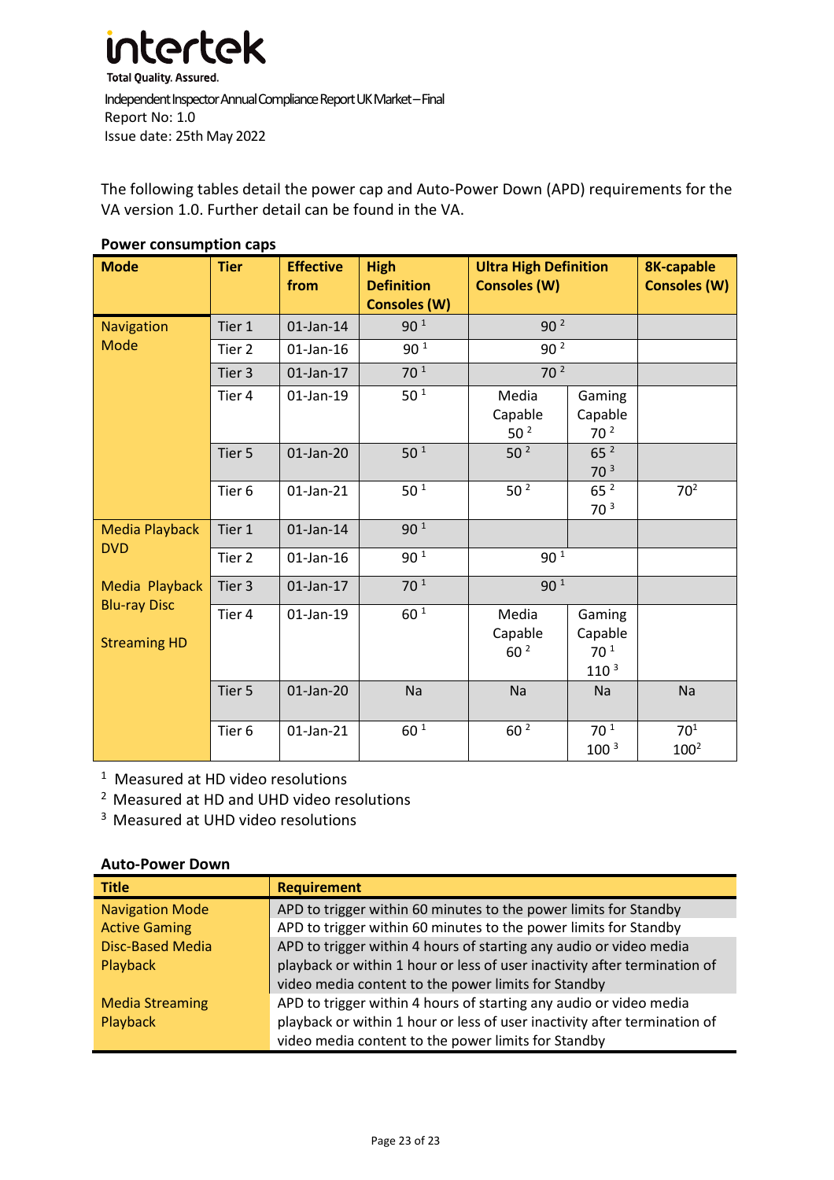The following tables detail the power cap and Auto-Power Down (APD) requirements for the VA version 1.0. Further detail can be found in the VA.

**Power consumption caps**

| Mode | Tier | Effective from | High Definition Consoles (W) | Ultra High Definition Consoles (W) | | 8K-capable Consoles (W) |
|---|---|---|---|---|---|---|
| Navigation Mode | Tier 1 | 01-Jan-14 | 90 [1] | 90 [2] | | |
| | Tier 2 | 01-Jan-16 | 90 [1] | 90 [2] | | |
| | Tier 3 | 01-Jan-17 | 70 [1] | 70 [2] | | |
| | Tier 4 | 01-Jan-19 | 50 [1] | Media Capable 50 [2] | Gaming Capable 70 [2] | |
| | Tier 5 | 01-Jan-20 | 50 [1] | 50 [2] | 65 [2] 70 [3] | |
| | Tier 6 | 01-Jan-21 | 50 [1] | 50 [2] | 65 [2] 70 [3] | 70[2] |
| Media Playback DVD | Tier 1 | 01-Jan-14 | 90 [1] | | | |
| | Tier 2 | 01-Jan-16 | 90 [1] | 90 [1] | | |
| Media Playback Blu-ray Disc | Tier 3 | 01-Jan-17 | 70 [1] | 90 [1] | | |
| Streaming HD | Tier 4 | 01-Jan-19 | 60 [1] | Media Capable 60 [2] | Gaming Capable 70 [1] 110 [3] | |
| | Tier 5 | 01-Jan-20 | Na | Na | Na | Na |
| | Tier 6 | 01-Jan-21 | 60 [1] | 60 [2] | 70 [1] 100 [3] | 70[1] 100[2] |

[1] Measured at HD video resolutions
[2] Measured at HD and UHD video resolutions
[3] Measured at UHD video resolutions

**Auto-Power Down**

| Title | Requirement |
|---|---|
| Navigation Mode | APD to trigger within 60 minutes to the power limits for Standby |
| Active Gaming | APD to trigger within 60 minutes to the power limits for Standby |
| Disc-Based Media Playback | APD to trigger within 4 hours of starting any audio or video media playback or within 1 hour or less of user inactivity after termination of video media content to the power limits for Standby |
| Media Streaming Playback | APD to trigger within 4 hours of starting any audio or video media playback or within 1 hour or less of user inactivity after termination of video media content to the power limits for Standby |